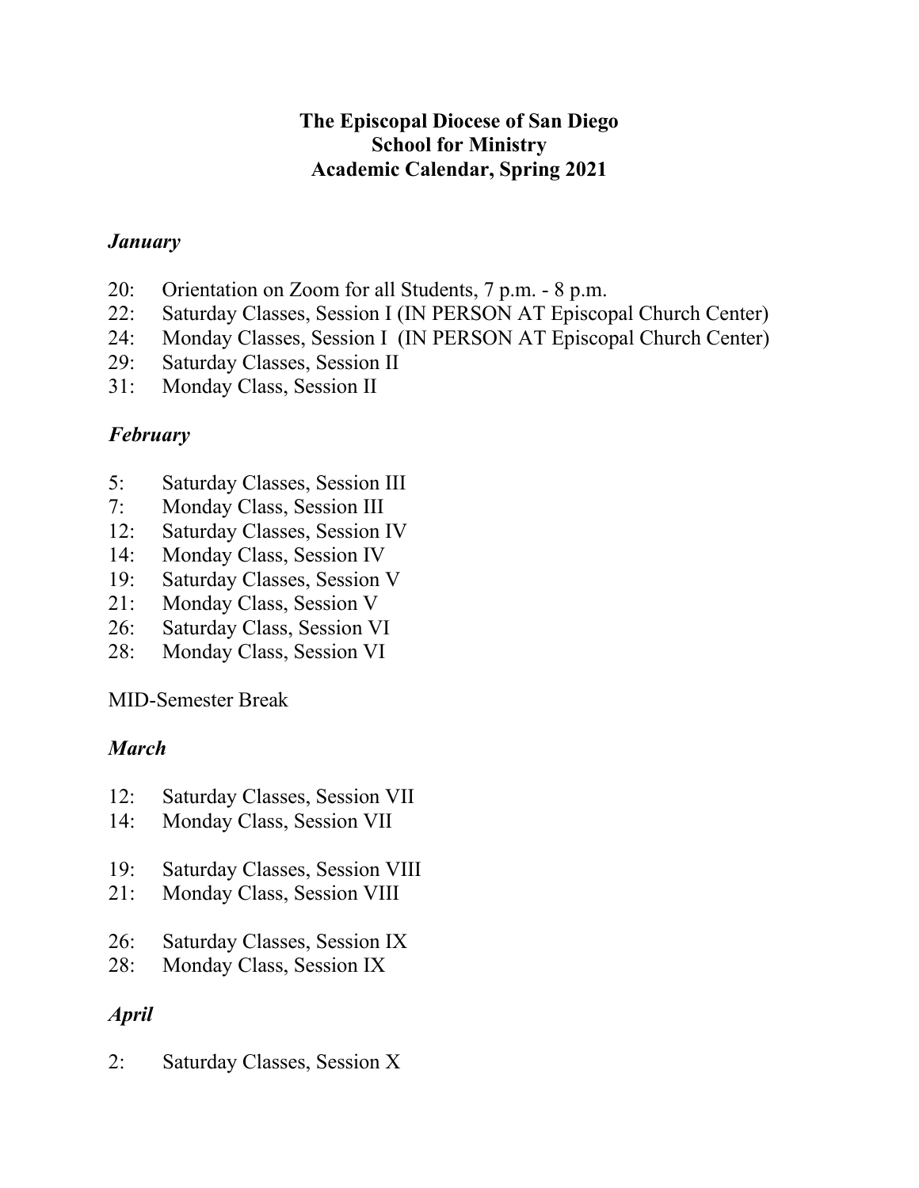**The Episcopal Diocese of San Diego**
**School for Ministry**
**Academic Calendar, Spring 2021**

***January***

20: Orientation on Zoom for all Students, 7 p.m. - 8 p.m.
22: Saturday Classes, Session I (IN PERSON AT Episcopal Church Center)
24: Monday Classes, Session I (IN PERSON AT Episcopal Church Center)
29: Saturday Classes, Session II
31: Monday Class, Session II

***February***

5: Saturday Classes, Session III
7: Monday Class, Session III
12: Saturday Classes, Session IV
14: Monday Class, Session IV
19: Saturday Classes, Session V
21: Monday Class, Session V
26: Saturday Class, Session VI
28: Monday Class, Session VI

MID-Semester Break

***March***

12: Saturday Classes, Session VII
14: Monday Class, Session VII

19: Saturday Classes, Session VIII
21: Monday Class, Session VIII

26: Saturday Classes, Session IX
28: Monday Class, Session IX

***April***

2: Saturday Classes, Session X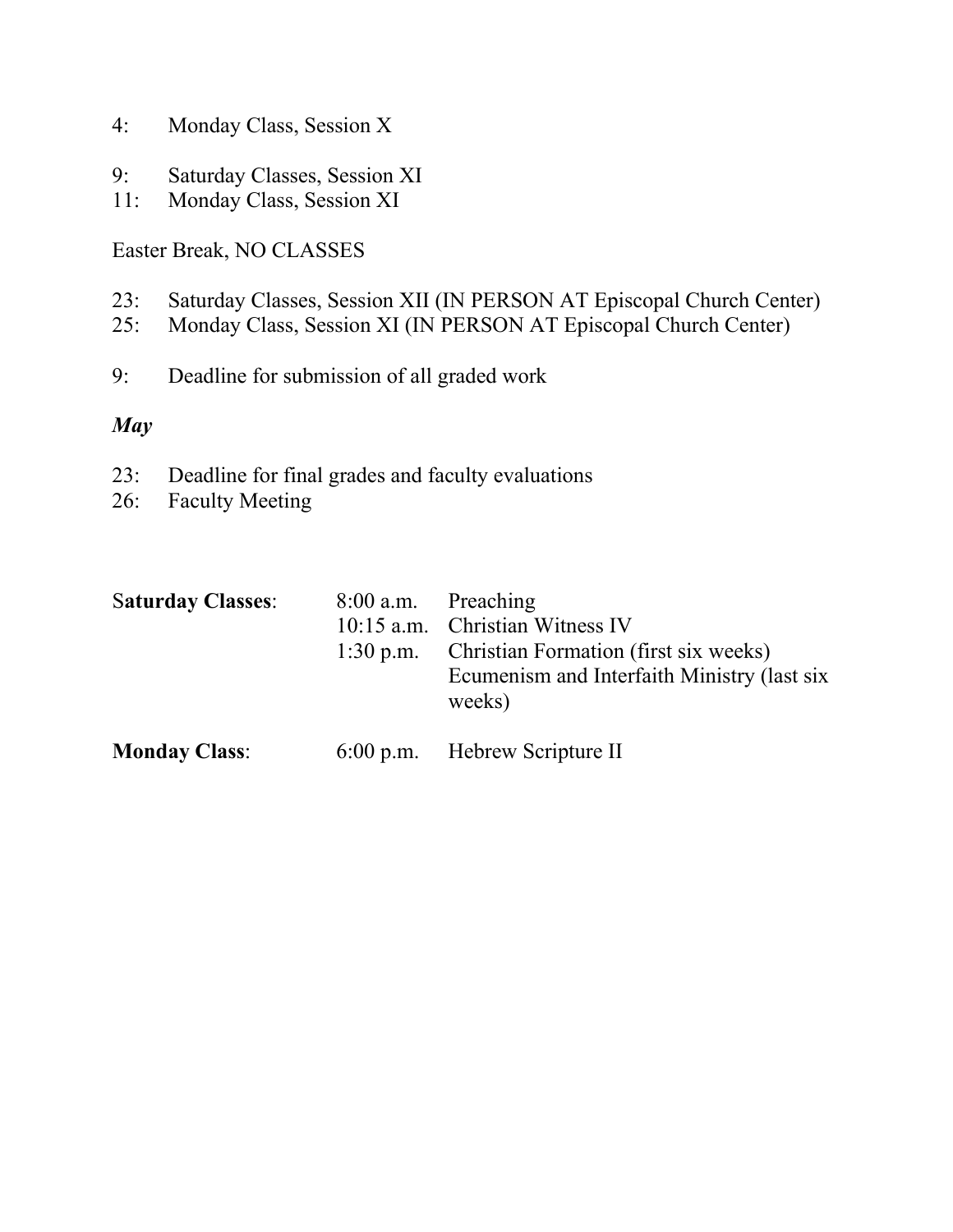4: Monday Class, Session X

9: Saturday Classes, Session XI
11: Monday Class, Session XI

Easter Break, NO CLASSES

23: Saturday Classes, Session XII (IN PERSON AT Episcopal Church Center)
25: Monday Class, Session XI (IN PERSON AT Episcopal Church Center)

9: Deadline for submission of all graded work

***May***

23: Deadline for final grades and faculty evaluations
26: Faculty Meeting

| | | |
|---|---|---|
| **Saturday Classes**: | 8:00 a.m. | Preaching |
| | 10:15 a.m. | Christian Witness IV |
| | 1:30 p.m. | Christian Formation (first six weeks)<br>Ecumenism and Interfaith Ministry (last six weeks) |
| **Monday Class**: | 6:00 p.m. | Hebrew Scripture II |